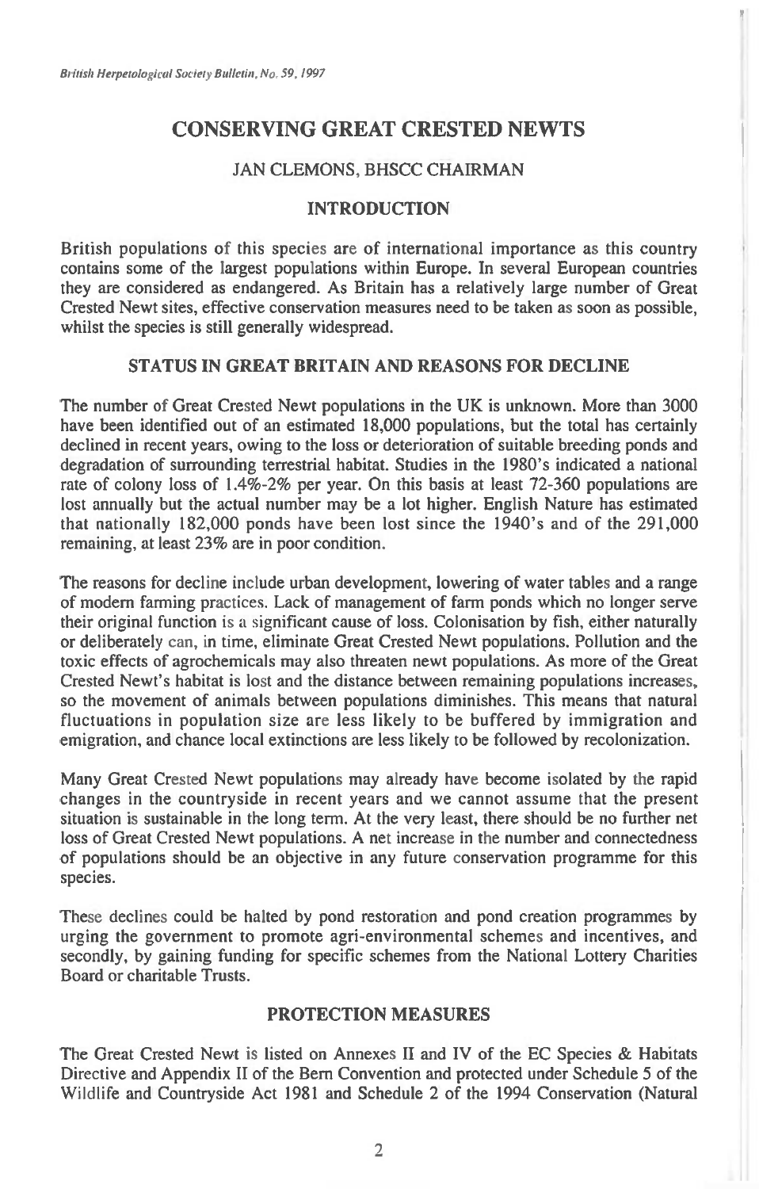# CONSERVING GREAT CRESTED NEWTS

JAN CLEMONS, BHSCC CHAIRMAN

## INTRODUCTION

British populations of this species are of international importance as this country contains some of the largest populations within Europe. In several European countries they are considered as endangered. As Britain has a relatively large number of Great Crested Newt sites, effective conservation measures need to be taken as soon as possible, whilst the species is still generally widespread.

## STATUS IN GREAT BRITAIN AND REASONS FOR DECLINE

The number of Great Crested Newt populations in the UK is unknown. More than 3000 have been identified out of an estimated 18,000 populations, but the total has certainly declined in recent years, owing to the loss or deterioration of suitable breeding ponds and degradation of surrounding terrestrial habitat. Studies in the 1980's indicated a national rate of colony loss of 1.4%-2% per year. On this basis at least 72-360 populations are lost annually but the actual number may be a lot higher. English Nature has estimated that nationally 182,000 ponds have been lost since the 1940's and of the 291,000 remaining, at least 23% are in poor condition.

The reasons for decline include urban development, lowering of water tables and a range of modern farming practices. Lack of management of farm ponds which no longer serve their original function is a significant cause of loss. Colonisation by fish, either naturally or deliberately can, in time, eliminate Great Crested Newt populations. Pollution and the toxic effects of agrochemicals may also threaten newt populations. As more of the Great Crested Newt's habitat is lost and the distance between remaining populations increases, so the movement of animals between populations diminishes. This means that natural fluctuations in population size are less likely to be buffered by immigration and emigration, and chance local extinctions are less likely to be followed by recolonization.

Many Great Crested Newt populations may already have become isolated by the rapid changes in the countryside in recent years and we cannot assume that the present situation is sustainable in the long term. At the very least, there should be no further net loss of Great Crested Newt populations. A net increase in the number and connectedness of populations should be an objective in any future conservation programme for this species.

These declines could be halted by pond restoration and pond creation programmes by urging the government to promote agri-environmental schemes and incentives, and secondly, by gaining funding for specific schemes from the National Lottery Charities Board or charitable Trusts.

## PROTECTION MEASURES

The Great Crested Newt is listed on Annexes II and IV of the EC Species & Habitats Directive and Appendix II of the Bern Convention and protected under Schedule 5 of the Wildlife and Countryside Act 1981 and Schedule 2 of the 1994 Conservation (Natural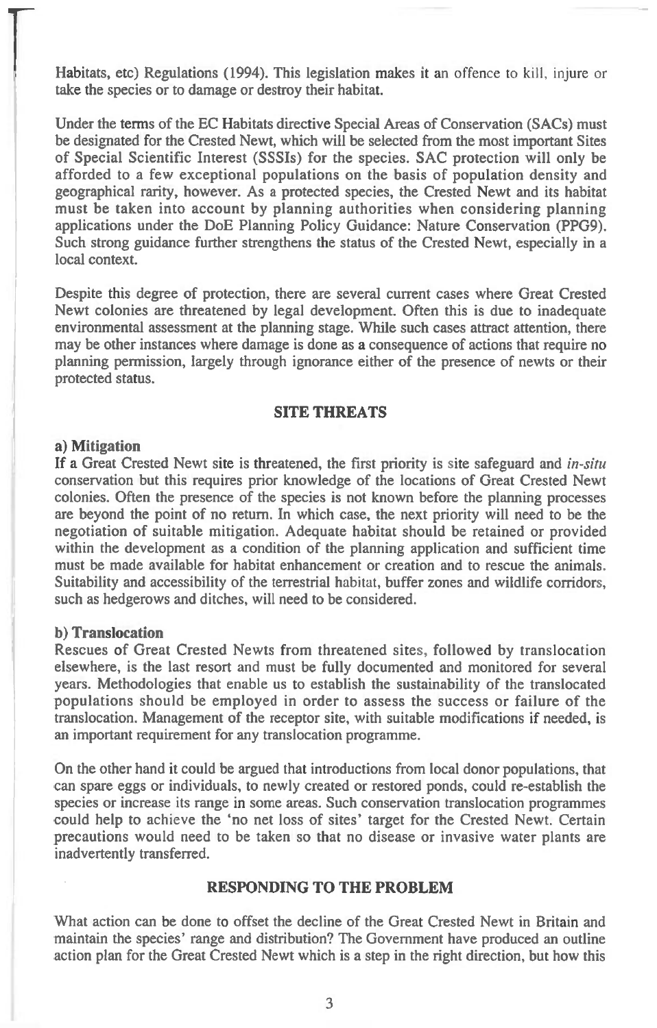Habitats, etc) Regulations (1994). This legislation makes it an offence to kill, injure or take the species or to damage or destroy their habitat.

Under the terms of the EC Habitats directive Special Areas of Conservation (SACs) must be designated for the Crested Newt, which will be selected from the most important Sites of Special Scientific Interest (SSSIs) for the species. SAC protection will only be afforded to a few exceptional populations on the basis of population density and geographical rarity, however. As a protected species, the Crested Newt and its habitat must be taken into account by planning authorities when considering planning applications under the DoE Planning Policy Guidance: Nature Conservation (PPG9). Such strong guidance further strengthens the status of the Crested Newt, especially in a local context.

Despite this degree of protection, there are several current cases where Great Crested Newt colonies are threatened by legal development. Often this is due to inadequate environmental assessment at the planning stage. While such cases attract attention, there may be other instances where damage is done as a consequence of actions that require no planning permission, largely through ignorance either of the presence of newts or their protected status.

## SITE THREATS

### a) Mitigation

If a Great Crested Newt site is threatened, the first priority is site safeguard and *in-situ* conservation but this requires prior knowledge of the locations of Great Crested Newt colonies. Often the presence of the species is not known before the planning processes are beyond the point of no return. In which case, the next priority will need to be the negotiation of suitable mitigation. Adequate habitat should be retained or provided within the development as a condition of the planning application and sufficient time must be made available for habitat enhancement or creation and to rescue the animals. Suitability and accessibility of the terrestrial habitat, buffer zones and wildlife corridors, such as hedgerows and ditches, will need to be considered.

### b) Translocation

Rescues of Great Crested Newts from threatened sites, followed by translocation elsewhere, is the last resort and must be fully documented and monitored for several years. Methodologies that enable us to establish the sustainability of the translocated populations should be employed in order to assess the success or failure of the translocation. Management of the receptor site, with suitable modifications if needed, is an important requirement for any translocation programme.

On the other hand it could be argued that introductions from local donor populations, that can spare eggs or individuals, to newly created or restored ponds, could re-establish the species or increase its range in some areas. Such conservation translocation programmes could help to achieve the 'no net loss of sites' target for the Crested Newt. Certain precautions would need to be taken so that no disease or invasive water plants are inadvertently transferred.

## RESPONDING TO THE PROBLEM

What action can be done to offset the decline of the Great Crested Newt in Britain and maintain the species' range and distribution? The Government have produced an outline action plan for the Great Crested Newt which is a step in the right direction, but how this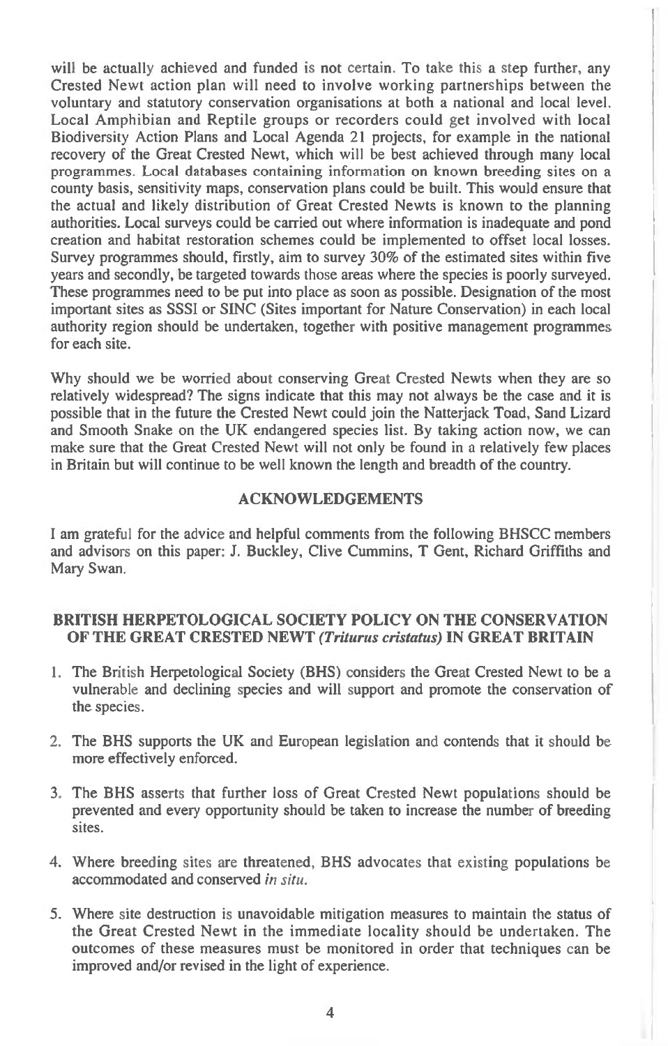will be actually achieved and funded is not certain. To take this a step further, any Crested Newt action plan will need to involve working partnerships between the voluntary and statutory conservation organisations at both a national and local level. Local Amphibian and Reptile groups or recorders could get involved with local Biodiversity Action Plans and Local Agenda 21 projects, for example in the national recovery of the Great Crested Newt, which will be best achieved through many local programmes. Local databases containing information on known breeding sites on a county basis, sensitivity maps, conservation plans could be built. This would ensure that the actual and likely distribution of Great Crested Newts is known to the planning authorities. Local surveys could be carried out where information is inadequate and pond creation and habitat restoration schemes could be implemented to offset local losses. Survey programmes should, firstly, aim to survey 30% of the estimated sites within five years and secondly, be targeted towards those areas where the species is poorly surveyed. These programmes need to be put into place as soon as possible. Designation of the most important sites as SSSI or SINC (Sites important for Nature Conservation) in each local authority region should be undertaken, together with positive management programmes for each site.

Why should we be worried about conserving Great Crested Newts when they are so relatively widespread? The signs indicate that this may not always be the case and it is possible that in the future the Crested Newt could join the Natterjack Toad, Sand Lizard and Smooth Snake on the UK endangered species list. By taking action now, we can make sure that the Great Crested Newt will not only be found in a relatively few places in Britain but will continue to be well known the length and breadth of the country.

## ACKNOWLEDGEMENTS

I am grateful for the advice and helpful comments from the following BHSCC members and advisors on this paper: J. Buckley, Clive Cummins, T Gent, Richard Griffiths and Mary Swan.

## BRITISH HERPETOLOGICAL SOCIETY POLICY ON THE CONSERVATION OF THE GREAT CRESTED NEWT *(Triturus cristatus)* IN GREAT BRITAIN

1. The British Herpetological Society (BHS) considers the Great Crested Newt to be a vulnerable and declining species and will support and promote the conservation of the species.

2. The BHS supports the UK and European legislation and contends that it should be more effectively enforced.

3. The BHS asserts that further loss of Great Crested Newt populations should be prevented and every opportunity should be taken to increase the number of breeding sites.

4. Where breeding sites are threatened, BHS advocates that existing populations be accommodated and conserved *in situ*.

5. Where site destruction is unavoidable mitigation measures to maintain the status of the Great Crested Newt in the immediate locality should be undertaken. The outcomes of these measures must be monitored in order that techniques can be improved and/or revised in the light of experience.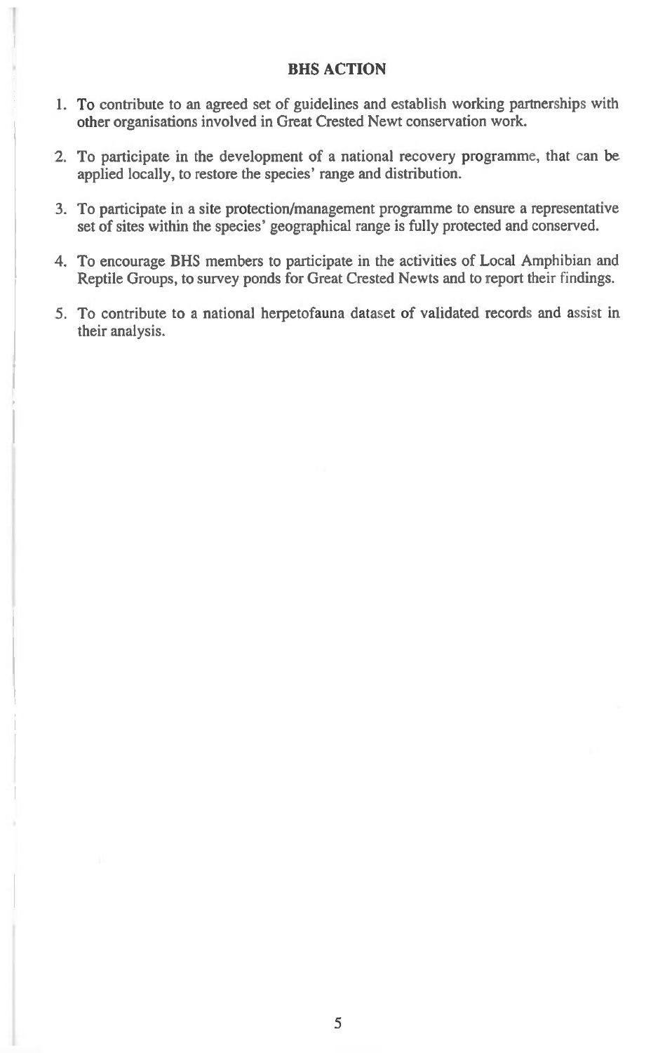## BHS ACTION

1. To contribute to an agreed set of guidelines and establish working partnerships with other organisations involved in Great Crested Newt conservation work.
2. To participate in the development of a national recovery programme, that can be applied locally, to restore the species' range and distribution.
3. To participate in a site protection/management programme to ensure a representative set of sites within the species' geographical range is fully protected and conserved.
4. To encourage BHS members to participate in the activities of Local Amphibian and Reptile Groups, to survey ponds for Great Crested Newts and to report their findings.
5. To contribute to a national herpetofauna dataset of validated records and assist in their analysis.